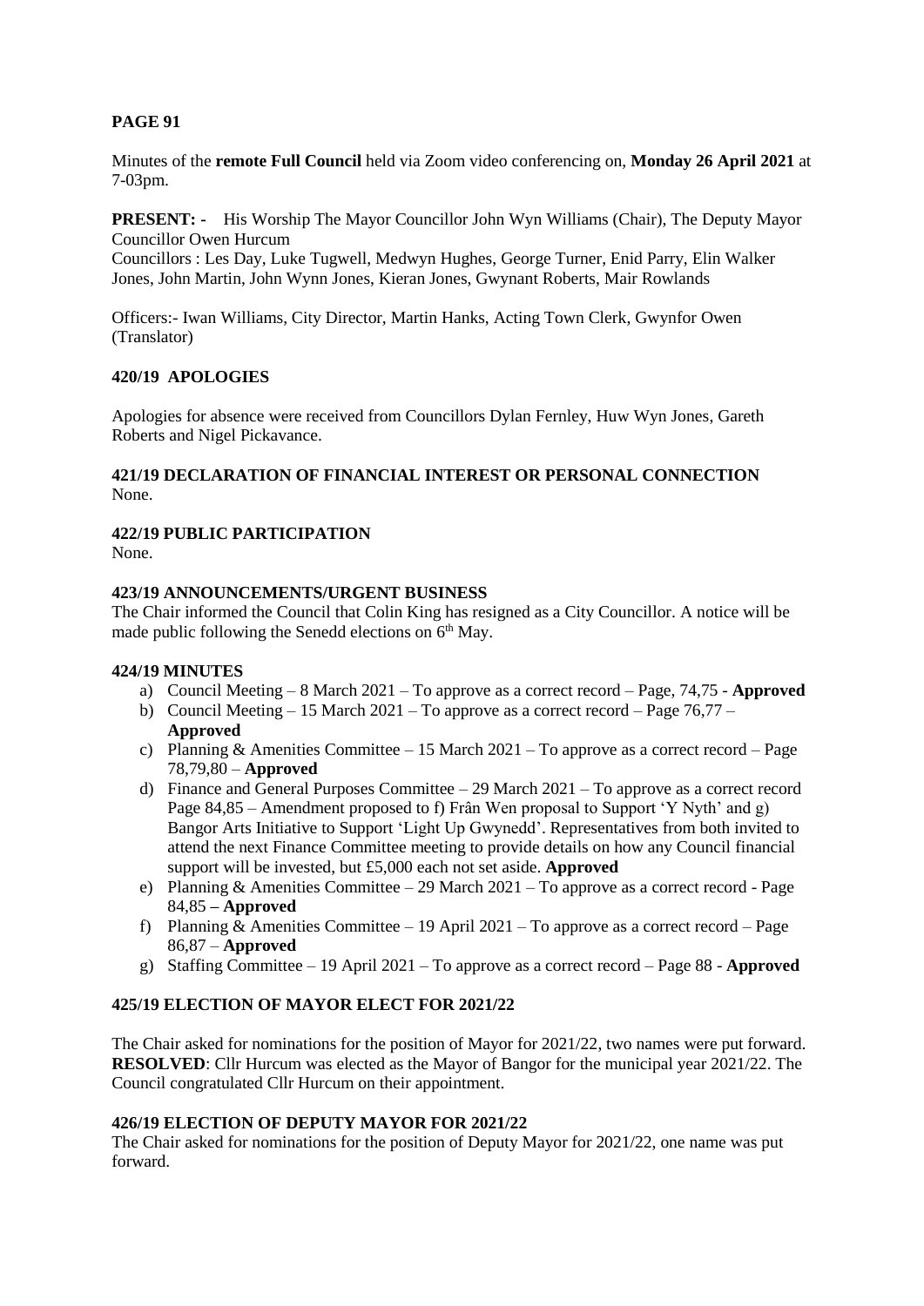**PAGE 91**

Minutes of the **remote Full Council** held via Zoom video conferencing on, **Monday 26 April 2021** at 7-03pm.

**PRESENT: -** His Worship The Mayor Councillor John Wyn Williams (Chair), The Deputy Mayor Councillor Owen Hurcum

Councillors : Les Day, Luke Tugwell, Medwyn Hughes, George Turner, Enid Parry, Elin Walker Jones, John Martin, John Wynn Jones, Kieran Jones, Gwynant Roberts, Mair Rowlands

Officers:- Iwan Williams, City Director, Martin Hanks, Acting Town Clerk, Gwynfor Owen (Translator)

**420/19 APOLOGIES**

Apologies for absence were received from Councillors Dylan Fernley, Huw Wyn Jones, Gareth Roberts and Nigel Pickavance.

**421/19 DECLARATION OF FINANCIAL INTEREST OR PERSONAL CONNECTION**
None.

**422/19 PUBLIC PARTICIPATION**
None.

**423/19 ANNOUNCEMENTS/URGENT BUSINESS**
The Chair informed the Council that Colin King has resigned as a City Councillor. A notice will be made public following the Senedd elections on 6th May.

**424/19 MINUTES**

a) Council Meeting – 8 March 2021 – To approve as a correct record – Page, 74,75 - **Approved**
b) Council Meeting – 15 March 2021 – To approve as a correct record – Page 76,77 – **Approved**
c) Planning & Amenities Committee – 15 March 2021 – To approve as a correct record – Page 78,79,80 – **Approved**
d) Finance and General Purposes Committee – 29 March 2021 – To approve as a correct record Page 84,85 – Amendment proposed to f) Frân Wen proposal to Support 'Y Nyth' and g) Bangor Arts Initiative to Support 'Light Up Gwynedd'. Representatives from both invited to attend the next Finance Committee meeting to provide details on how any Council financial support will be invested, but £5,000 each not set aside. **Approved**
e) Planning & Amenities Committee – 29 March 2021 – To approve as a correct record - Page 84,85 **– Approved**
f) Planning & Amenities Committee – 19 April 2021 – To approve as a correct record – Page 86,87 – **Approved**
g) Staffing Committee – 19 April 2021 – To approve as a correct record – Page 88 - **Approved**

**425/19 ELECTION OF MAYOR ELECT FOR 2021/22**

The Chair asked for nominations for the position of Mayor for 2021/22, two names were put forward. **RESOLVED**: Cllr Hurcum was elected as the Mayor of Bangor for the municipal year 2021/22. The Council congratulated Cllr Hurcum on their appointment.

**426/19 ELECTION OF DEPUTY MAYOR FOR 2021/22**
The Chair asked for nominations for the position of Deputy Mayor for 2021/22, one name was put forward.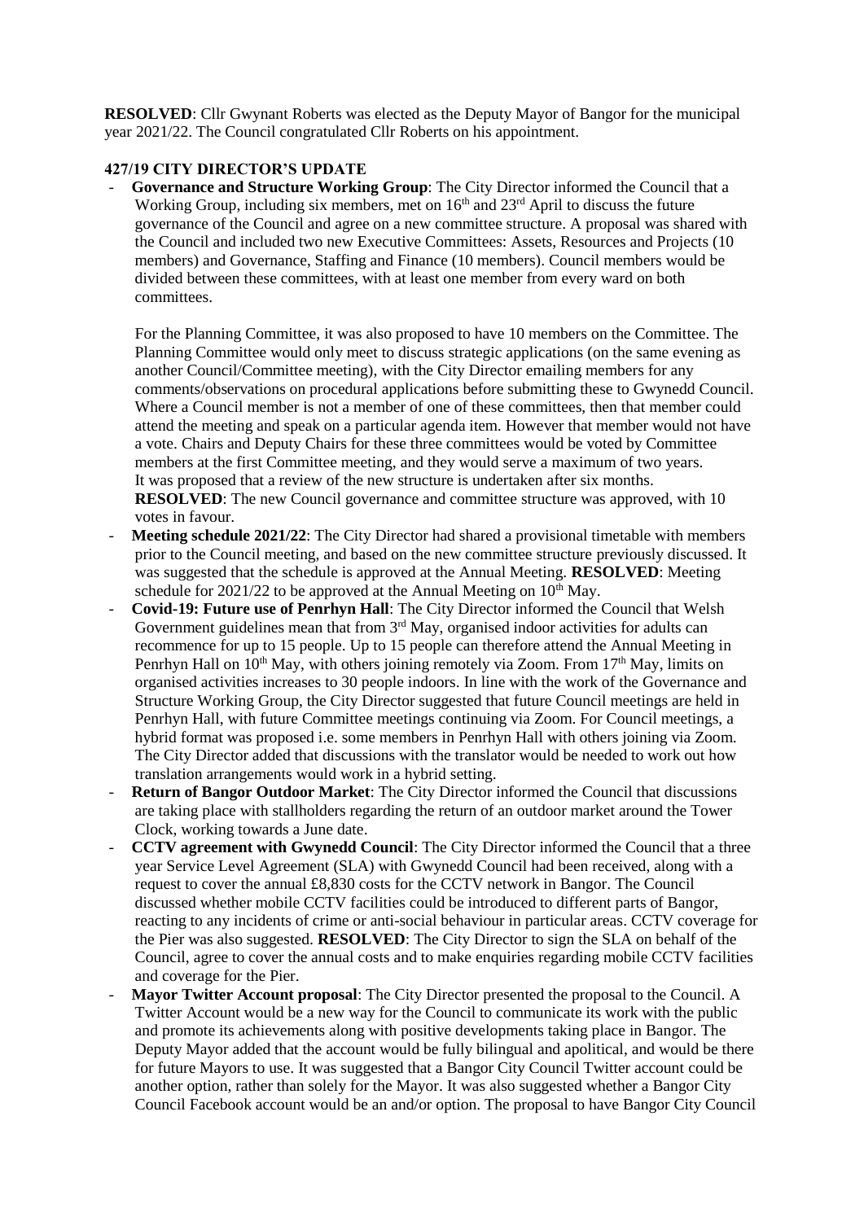**RESOLVED**: Cllr Gwynant Roberts was elected as the Deputy Mayor of Bangor for the municipal year 2021/22. The Council congratulated Cllr Roberts on his appointment.

**427/19 CITY DIRECTOR'S UPDATE**

- **Governance and Structure Working Group**: The City Director informed the Council that a Working Group, including six members, met on 16th and 23rd April to discuss the future governance of the Council and agree on a new committee structure. A proposal was shared with the Council and included two new Executive Committees: Assets, Resources and Projects (10 members) and Governance, Staffing and Finance (10 members). Council members would be divided between these committees, with at least one member from every ward on both committees.

  For the Planning Committee, it was also proposed to have 10 members on the Committee. The Planning Committee would only meet to discuss strategic applications (on the same evening as another Council/Committee meeting), with the City Director emailing members for any comments/observations on procedural applications before submitting these to Gwynedd Council. Where a Council member is not a member of one of these committees, then that member could attend the meeting and speak on a particular agenda item. However that member would not have a vote. Chairs and Deputy Chairs for these three committees would be voted by Committee members at the first Committee meeting, and they would serve a maximum of two years. It was proposed that a review of the new structure is undertaken after six months.
  **RESOLVED**: The new Council governance and committee structure was approved, with 10 votes in favour.
- **Meeting schedule 2021/22**: The City Director had shared a provisional timetable with members prior to the Council meeting, and based on the new committee structure previously discussed. It was suggested that the schedule is approved at the Annual Meeting. **RESOLVED**: Meeting schedule for 2021/22 to be approved at the Annual Meeting on 10th May.
- **Covid-19: Future use of Penrhyn Hall**: The City Director informed the Council that Welsh Government guidelines mean that from 3rd May, organised indoor activities for adults can recommence for up to 15 people. Up to 15 people can therefore attend the Annual Meeting in Penrhyn Hall on 10th May, with others joining remotely via Zoom. From 17th May, limits on organised activities increases to 30 people indoors. In line with the work of the Governance and Structure Working Group, the City Director suggested that future Council meetings are held in Penrhyn Hall, with future Committee meetings continuing via Zoom. For Council meetings, a hybrid format was proposed i.e. some members in Penrhyn Hall with others joining via Zoom. The City Director added that discussions with the translator would be needed to work out how translation arrangements would work in a hybrid setting.
- **Return of Bangor Outdoor Market**: The City Director informed the Council that discussions are taking place with stallholders regarding the return of an outdoor market around the Tower Clock, working towards a June date.
- **CCTV agreement with Gwynedd Council**: The City Director informed the Council that a three year Service Level Agreement (SLA) with Gwynedd Council had been received, along with a request to cover the annual £8,830 costs for the CCTV network in Bangor. The Council discussed whether mobile CCTV facilities could be introduced to different parts of Bangor, reacting to any incidents of crime or anti-social behaviour in particular areas. CCTV coverage for the Pier was also suggested. **RESOLVED**: The City Director to sign the SLA on behalf of the Council, agree to cover the annual costs and to make enquiries regarding mobile CCTV facilities and coverage for the Pier.
- **Mayor Twitter Account proposal**: The City Director presented the proposal to the Council. A Twitter Account would be a new way for the Council to communicate its work with the public and promote its achievements along with positive developments taking place in Bangor. The Deputy Mayor added that the account would be fully bilingual and apolitical, and would be there for future Mayors to use. It was suggested that a Bangor City Council Twitter account could be another option, rather than solely for the Mayor. It was also suggested whether a Bangor City Council Facebook account would be an and/or option. The proposal to have Bangor City Council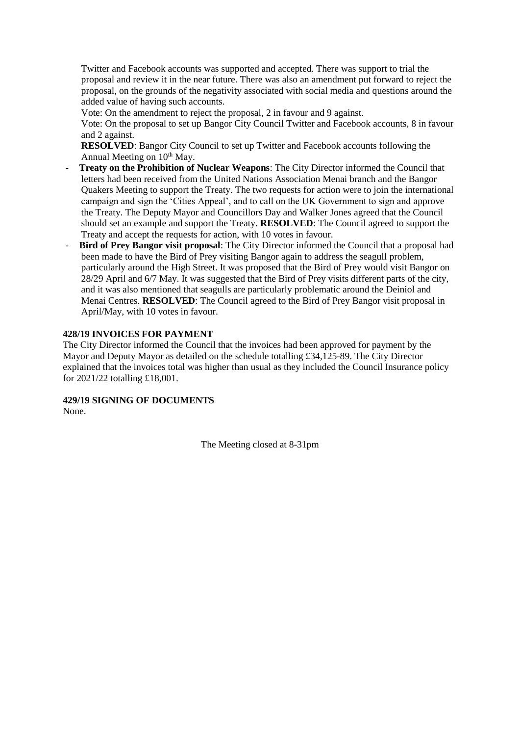Twitter and Facebook accounts was supported and accepted. There was support to trial the proposal and review it in the near future. There was also an amendment put forward to reject the proposal, on the grounds of the negativity associated with social media and questions around the added value of having such accounts.

Vote: On the amendment to reject the proposal, 2 in favour and 9 against.

Vote: On the proposal to set up Bangor City Council Twitter and Facebook accounts, 8 in favour and 2 against.

**RESOLVED**: Bangor City Council to set up Twitter and Facebook accounts following the Annual Meeting on 10th May.

- **Treaty on the Prohibition of Nuclear Weapons**: The City Director informed the Council that letters had been received from the United Nations Association Menai branch and the Bangor Quakers Meeting to support the Treaty. The two requests for action were to join the international campaign and sign the 'Cities Appeal', and to call on the UK Government to sign and approve the Treaty. The Deputy Mayor and Councillors Day and Walker Jones agreed that the Council should set an example and support the Treaty. **RESOLVED**: The Council agreed to support the Treaty and accept the requests for action, with 10 votes in favour.
- **Bird of Prey Bangor visit proposal**: The City Director informed the Council that a proposal had been made to have the Bird of Prey visiting Bangor again to address the seagull problem, particularly around the High Street. It was proposed that the Bird of Prey would visit Bangor on 28/29 April and 6/7 May. It was suggested that the Bird of Prey visits different parts of the city, and it was also mentioned that seagulls are particularly problematic around the Deiniol and Menai Centres. **RESOLVED**: The Council agreed to the Bird of Prey Bangor visit proposal in April/May, with 10 votes in favour.

**428/19 INVOICES FOR PAYMENT**

The City Director informed the Council that the invoices had been approved for payment by the Mayor and Deputy Mayor as detailed on the schedule totalling £34,125-89. The City Director explained that the invoices total was higher than usual as they included the Council Insurance policy for 2021/22 totalling £18,001.

**429/19 SIGNING OF DOCUMENTS**

None.

The Meeting closed at 8-31pm